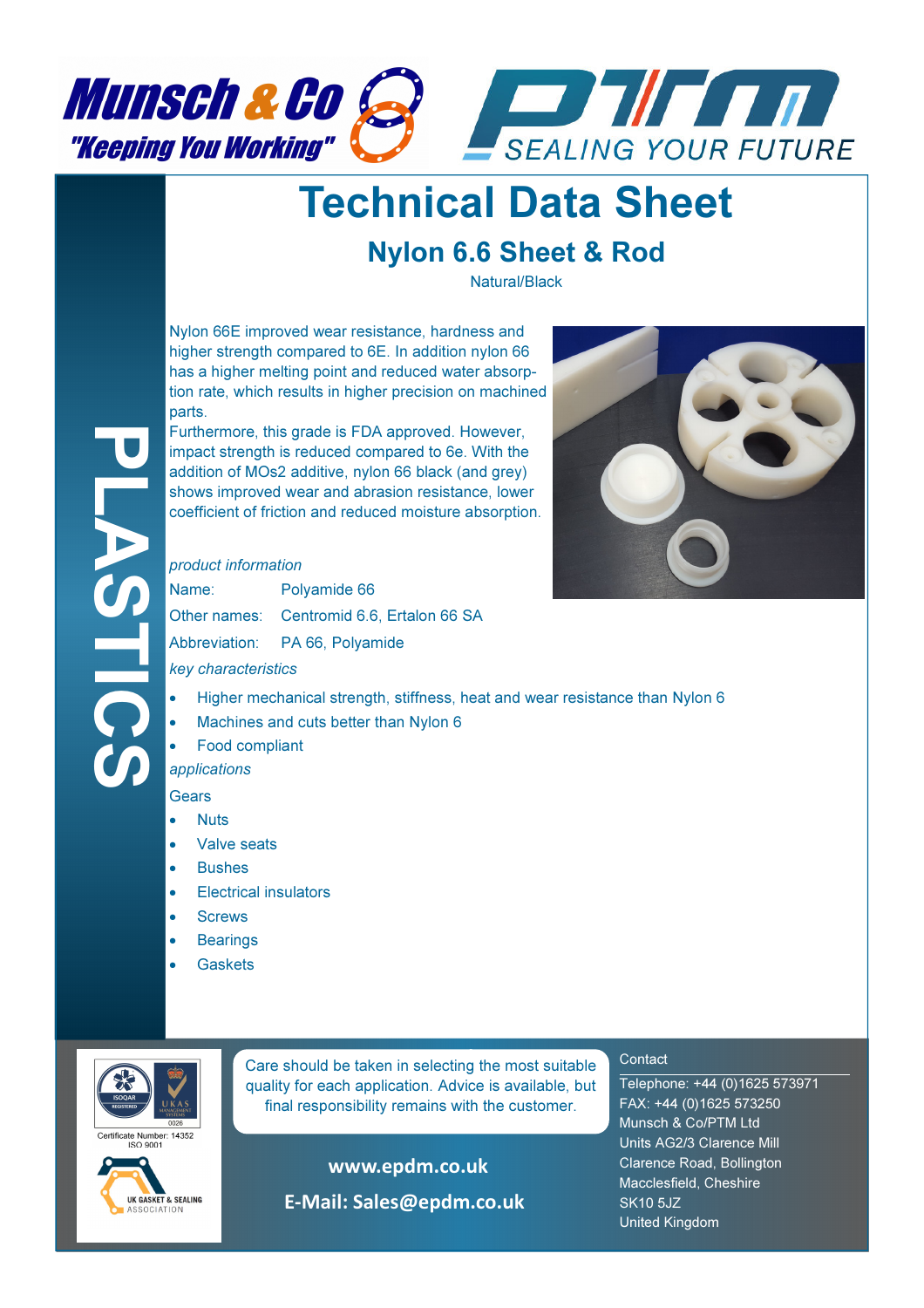Munsch & Co "Keeping You Working"

PTM SEALING YOUR FUTURE

PLASTICS

# Technical Data Sheet

## Nylon 6.6 Sheet & Rod

Natural/Black

Nylon 66E improved wear resistance, hardness and higher strength compared to 6E. In addition nylon 66 has a higher melting point and reduced water absorption rate, which results in higher precision on machined parts.

Furthermore, this grade is FDA approved. However, impact strength is reduced compared to 6e. With the addition of MOs2 additive, nylon 66 black (and grey) shows improved wear and abrasion resistance, lower coefficient of friction and reduced moisture absorption.

*product information*

Name: Polyamide 66

Other names: Centromid 6.6, Ertalon 66 SA

Abbreviation: PA 66, Polyamide

*key characteristics*

- Higher mechanical strength, stiffness, heat and wear resistance than Nylon 6
- Machines and cuts better than Nylon 6
- Food compliant

*applications*

Gears

- Nuts
- Valve seats
- Bushes
- Electrical insulators
- Screws
- Bearings
- Gaskets

Certificate Number: 14352 ISO 9001

UK GASKET & SEALING ASSOCIATION

Care should be taken in selecting the most suitable quality for each application. Advice is available, but final responsibility remains with the customer.

**www.epdm.co.uk**

**E-Mail: Sales@epdm.co.uk**

Contact

Telephone: +44 (0)1625 573971
FAX: +44 (0)1625 573250
Munsch & Co/PTM Ltd
Units AG2/3 Clarence Mill
Clarence Road, Bollington
Macclesfield, Cheshire
SK10 5JZ
United Kingdom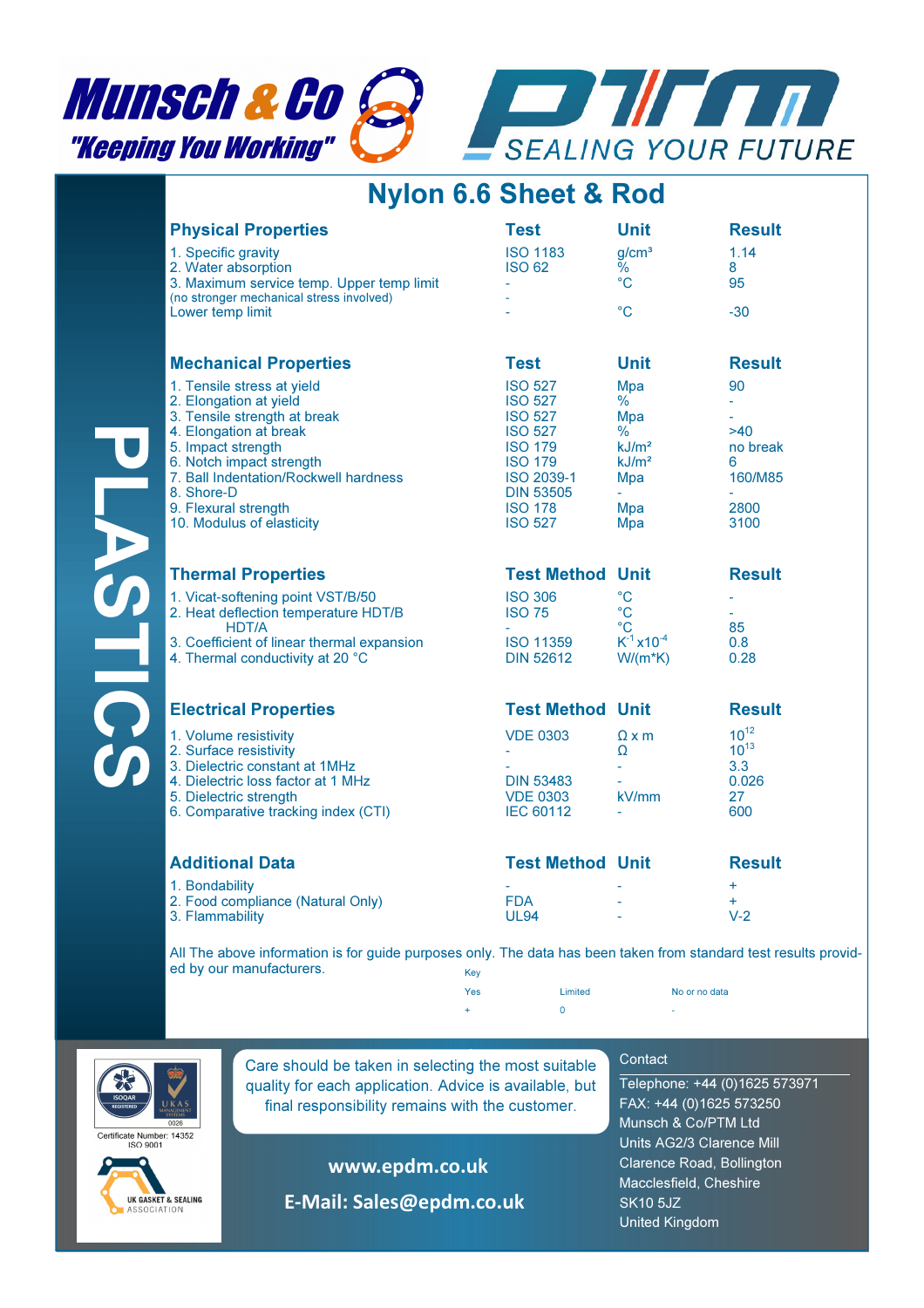Munsch & Co "Keeping You Working"

PTM SEALING YOUR FUTURE

# Nylon 6.6 Sheet & Rod

PLASTICS

| Physical Properties | Test | Unit | Result |
|---|---|---|---|
| 1. Specific gravity | ISO 1183 | g/cm³ | 1.14 |
| 2. Water absorption | ISO 62 | % | 8 |
| 3. Maximum service temp. Upper temp limit | - | °C | 95 |
| (no stronger mechanical stress involved) | - | | |
| Lower temp limit | - | °C | -30 |

| Mechanical Properties | Test | Unit | Result |
|---|---|---|---|
| 1. Tensile stress at yield | ISO 527 | Mpa | 90 |
| 2. Elongation at yield | ISO 527 | % | - |
| 3. Tensile strength at break | ISO 527 | Mpa | - |
| 4. Elongation at break | ISO 527 | % | >40 |
| 5. Impact strength | ISO 179 | kJ/m² | no break |
| 6. Notch impact strength | ISO 179 | kJ/m² | 6 |
| 7. Ball Indentation/Rockwell hardness | ISO 2039-1 | Mpa | 160/M85 |
| 8. Shore-D | DIN 53505 | - | - |
| 9. Flexural strength | ISO 178 | Mpa | 2800 |
| 10. Modulus of elasticity | ISO 527 | Mpa | 3100 |

| Thermal Properties | Test Method | Unit | Result |
|---|---|---|---|
| 1. Vicat-softening point VST/B/50 | ISO 306 | °C | - |
| 2. Heat deflection temperature HDT/B | ISO 75 | °C | - |
| HDT/A | | °C | 85 |
| 3. Coefficient of linear thermal expansion | ISO 11359 | $K^{-1} x10^{-4}$ | 0.8 |
| 4. Thermal conductivity at 20 °C | DIN 52612 | W/(m*K) | 0.28 |

| Electrical Properties | Test Method | Unit | Result |
|---|---|---|---|
| 1. Volume resistivity | VDE 0303 | Ω x m | $10^{12}$ |
| 2. Surface resistivity | - | Ω | $10^{13}$ |
| 3. Dielectric constant at 1MHz | - | - | 3.3 |
| 4. Dielectric loss factor at 1 MHz | DIN 53483 | - | 0.026 |
| 5. Dielectric strength | VDE 0303 | kV/mm | 27 |
| 6. Comparative tracking index (CTI) | IEC 60112 | - | 600 |

| Additional Data | Test Method | Unit | Result |
|---|---|---|---|
| 1. Bondability | - | - | + |
| 2. Food compliance (Natural Only) | FDA | - | + |
| 3. Flammability | UL94 | - | V-2 |

All The above information is for guide purposes only. The data has been taken from standard test results provided by our manufacturers.

Key

| Yes | Limited | No or no data |
|---|---|---|
| + | 0 | - |

Certificate Number: 14352
ISO 9001

UK GASKET & SEALING ASSOCIATION

Care should be taken in selecting the most suitable quality for each application. Advice is available, but final responsibility remains with the customer.

www.epdm.co.uk

E-Mail: Sales@epdm.co.uk

Contact

Telephone: +44 (0)1625 573971
FAX: +44 (0)1625 573250
Munsch & Co/PTM Ltd
Units AG2/3 Clarence Mill
Clarence Road, Bollington
Macclesfield, Cheshire
SK10 5JZ
United Kingdom